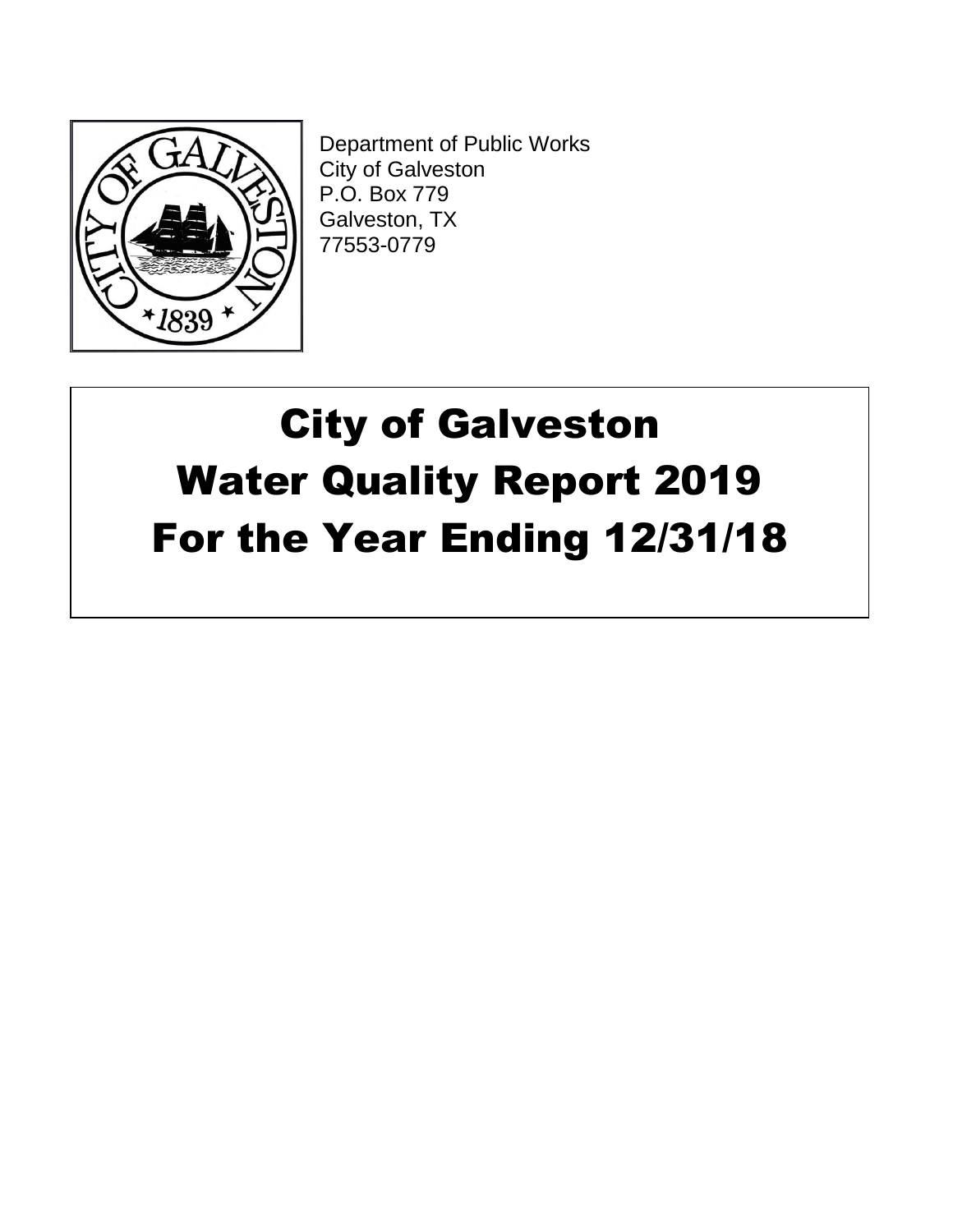Department of Public Works
City of Galveston
P.O. Box 779
Galveston, TX
77553-0779

# City of Galveston
# Water Quality Report 2019
# For the Year Ending 12/31/18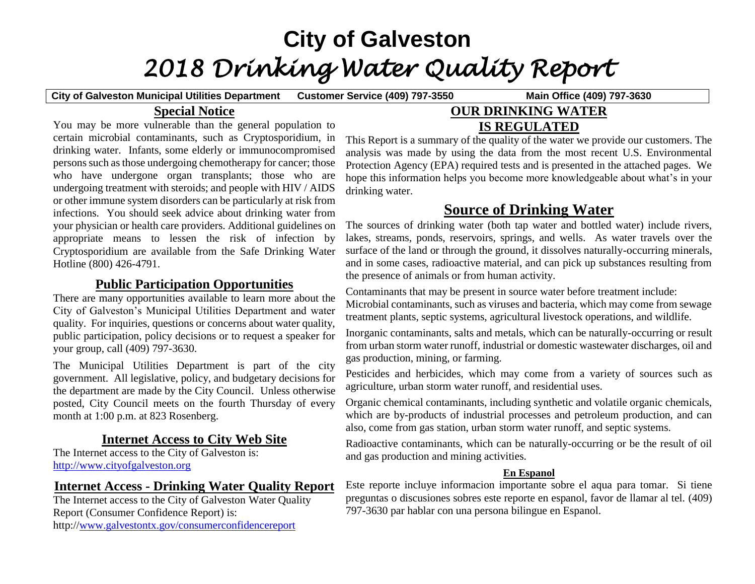# City of Galveston

# *2018 Drinking Water Quality Report*

**City of Galveston Municipal Utilities Department Customer Service (409) 797-3550 Main Office (409) 797-3630**

## Special Notice

You may be more vulnerable than the general population to certain microbial contaminants, such as Cryptosporidium, in drinking water. Infants, some elderly or immunocompromised persons such as those undergoing chemotherapy for cancer; those who have undergone organ transplants; those who are undergoing treatment with steroids; and people with HIV / AIDS or other immune system disorders can be particularly at risk from infections. You should seek advice about drinking water from your physician or health care providers. Additional guidelines on appropriate means to lessen the risk of infection by Cryptosporidium are available from the Safe Drinking Water Hotline (800) 426-4791.

## Public Participation Opportunities

There are many opportunities available to learn more about the City of Galveston's Municipal Utilities Department and water quality. For inquiries, questions or concerns about water quality, public participation, policy decisions or to request a speaker for your group, call (409) 797-3630.

The Municipal Utilities Department is part of the city government. All legislative, policy, and budgetary decisions for the department are made by the City Council. Unless otherwise posted, City Council meets on the fourth Thursday of every month at 1:00 p.m. at 823 Rosenberg.

## Internet Access to City Web Site

The Internet access to the City of Galveston is:
http://www.cityofgalveston.org

## Internet Access - Drinking Water Quality Report

The Internet access to the City of Galveston Water Quality Report (Consumer Confidence Report) is:
http://www.galvestontx.gov/consumerconfidencereport

## OUR DRINKING WATER IS REGULATED

This Report is a summary of the quality of the water we provide our customers. The analysis was made by using the data from the most recent U.S. Environmental Protection Agency (EPA) required tests and is presented in the attached pages. We hope this information helps you become more knowledgeable about what's in your drinking water.

## Source of Drinking Water

The sources of drinking water (both tap water and bottled water) include rivers, lakes, streams, ponds, reservoirs, springs, and wells. As water travels over the surface of the land or through the ground, it dissolves naturally-occurring minerals, and in some cases, radioactive material, and can pick up substances resulting from the presence of animals or from human activity.

Contaminants that may be present in source water before treatment include:
Microbial contaminants, such as viruses and bacteria, which may come from sewage treatment plants, septic systems, agricultural livestock operations, and wildlife.

Inorganic contaminants, salts and metals, which can be naturally-occurring or result from urban storm water runoff, industrial or domestic wastewater discharges, oil and gas production, mining, or farming.

Pesticides and herbicides, which may come from a variety of sources such as agriculture, urban storm water runoff, and residential uses.

Organic chemical contaminants, including synthetic and volatile organic chemicals, which are by-products of industrial processes and petroleum production, and can also, come from gas station, urban storm water runoff, and septic systems.

Radioactive contaminants, which can be naturally-occurring or be the result of oil and gas production and mining activities.

### En Espanol

Este reporte incluye informacion importante sobre el aqua para tomar. Si tiene preguntas o discusiones sobres este reporte en espanol, favor de llamar al tel. (409) 797-3630 par hablar con una persona bilingue en Espanol.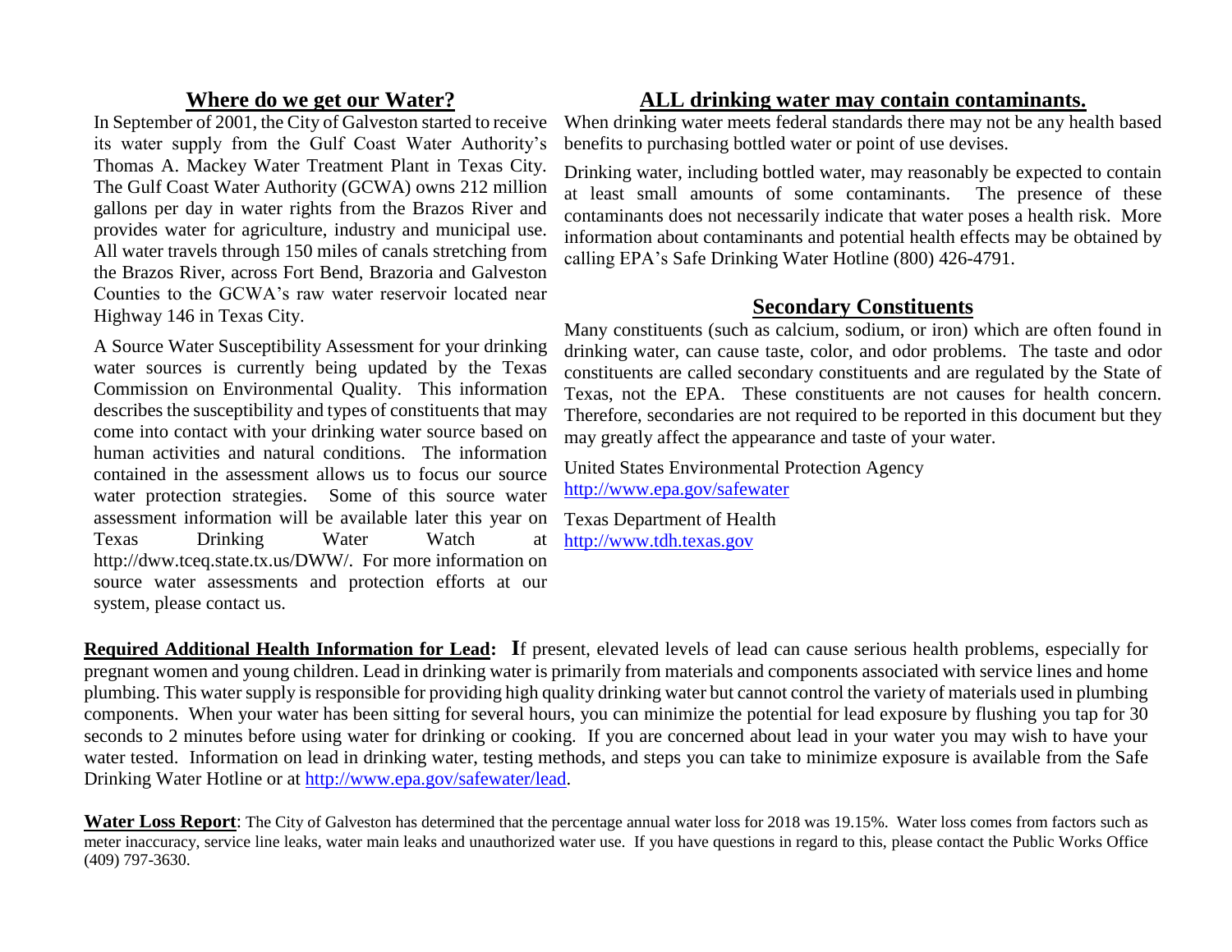## Where do we get our Water?

In September of 2001, the City of Galveston started to receive its water supply from the Gulf Coast Water Authority's Thomas A. Mackey Water Treatment Plant in Texas City. The Gulf Coast Water Authority (GCWA) owns 212 million gallons per day in water rights from the Brazos River and provides water for agriculture, industry and municipal use. All water travels through 150 miles of canals stretching from the Brazos River, across Fort Bend, Brazoria and Galveston Counties to the GCWA's raw water reservoir located near Highway 146 in Texas City.

A Source Water Susceptibility Assessment for your drinking water sources is currently being updated by the Texas Commission on Environmental Quality. This information describes the susceptibility and types of constituents that may come into contact with your drinking water source based on human activities and natural conditions. The information contained in the assessment allows us to focus our source water protection strategies. Some of this source water assessment information will be available later this year on Texas Drinking Water Watch at http://dww.tceq.state.tx.us/DWW/. For more information on source water assessments and protection efforts at our system, please contact us.

## ALL drinking water may contain contaminants.

When drinking water meets federal standards there may not be any health based benefits to purchasing bottled water or point of use devises.

Drinking water, including bottled water, may reasonably be expected to contain at least small amounts of some contaminants. The presence of these contaminants does not necessarily indicate that water poses a health risk. More information about contaminants and potential health effects may be obtained by calling EPA's Safe Drinking Water Hotline (800) 426-4791.

## Secondary Constituents

Many constituents (such as calcium, sodium, or iron) which are often found in drinking water, can cause taste, color, and odor problems. The taste and odor constituents are called secondary constituents and are regulated by the State of Texas, not the EPA. These constituents are not causes for health concern. Therefore, secondaries are not required to be reported in this document but they may greatly affect the appearance and taste of your water.

United States Environmental Protection Agency
http://www.epa.gov/safewater

Texas Department of Health
http://www.tdh.texas.gov

**Required Additional Health Information for Lead:** If present, elevated levels of lead can cause serious health problems, especially for pregnant women and young children. Lead in drinking water is primarily from materials and components associated with service lines and home plumbing. This water supply is responsible for providing high quality drinking water but cannot control the variety of materials used in plumbing components. When your water has been sitting for several hours, you can minimize the potential for lead exposure by flushing you tap for 30 seconds to 2 minutes before using water for drinking or cooking. If you are concerned about lead in your water you may wish to have your water tested. Information on lead in drinking water, testing methods, and steps you can take to minimize exposure is available from the Safe Drinking Water Hotline or at http://www.epa.gov/safewater/lead.

**Water Loss Report**: The City of Galveston has determined that the percentage annual water loss for 2018 was 19.15%. Water loss comes from factors such as meter inaccuracy, service line leaks, water main leaks and unauthorized water use. If you have questions in regard to this, please contact the Public Works Office (409) 797-3630.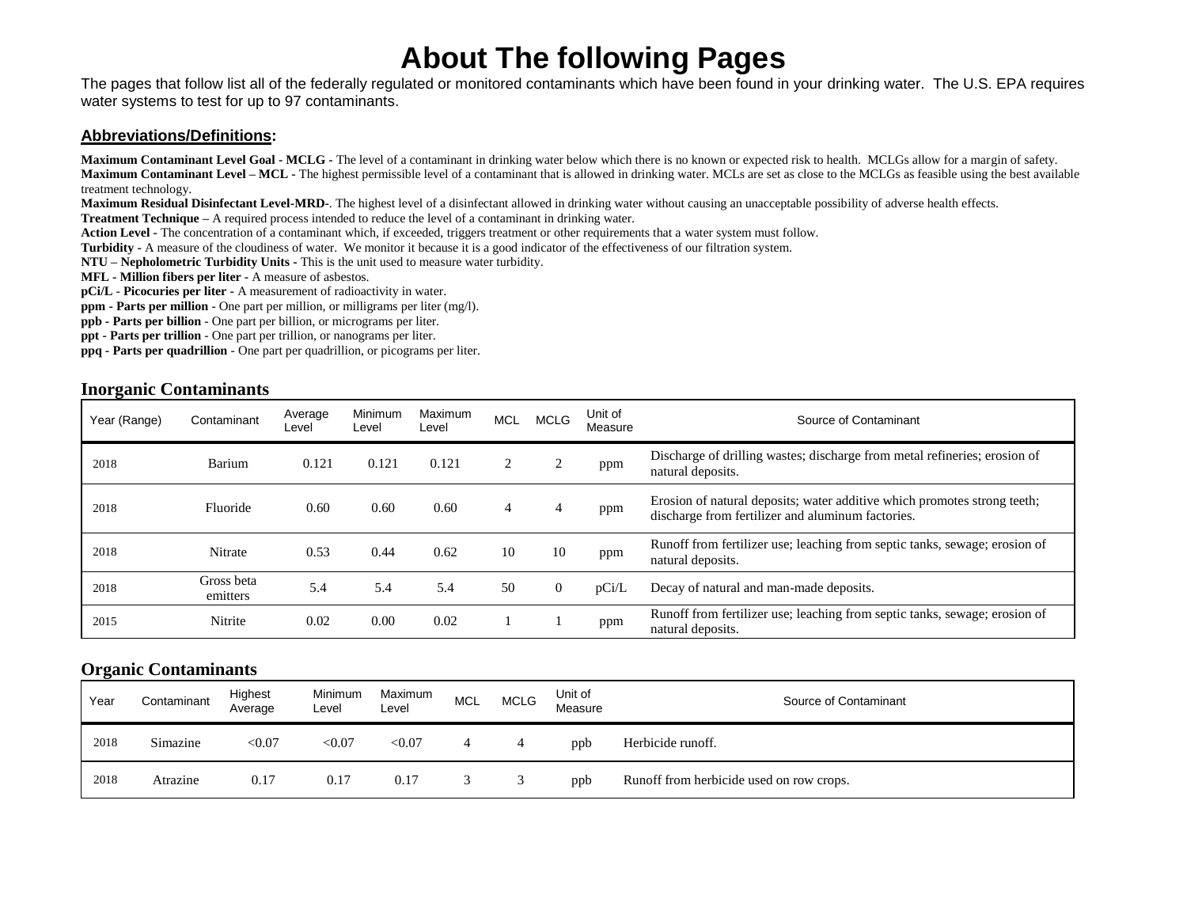# About The following Pages

The pages that follow list all of the federally regulated or monitored contaminants which have been found in your drinking water. The U.S. EPA requires water systems to test for up to 97 contaminants.

**Abbreviations/Definitions:**

**Maximum Contaminant Level Goal - MCLG** - The level of a contaminant in drinking water below which there is no known or expected risk to health. MCLGs allow for a margin of safety.
**Maximum Contaminant Level – MCL** - The highest permissible level of a contaminant that is allowed in drinking water. MCLs are set as close to the MCLGs as feasible using the best available treatment technology.
**Maximum Residual Disinfectant Level-MRD-**. The highest level of a disinfectant allowed in drinking water without causing an unacceptable possibility of adverse health effects.
**Treatment Technique** – A required process intended to reduce the level of a contaminant in drinking water.
**Action Level** - The concentration of a contaminant which, if exceeded, triggers treatment or other requirements that a water system must follow.
**Turbidity** - A measure of the cloudiness of water. We monitor it because it is a good indicator of the effectiveness of our filtration system.
**NTU – Nephelometric Turbidity Units** - This is the unit used to measure water turbidity.
**MFL - Million fibers per liter** - A measure of asbestos.
**pCi/L** - **Picocuries per liter** - A measurement of radioactivity in water.
**ppm - Parts per million** - One part per million, or milligrams per liter (mg/l).
**ppb - Parts per billion** - One part per billion, or micrograms per liter.
**ppt - Parts per trillion** - One part per trillion, or nanograms per liter.
**ppq - Parts per quadrillion** - One part per quadrillion, or picograms per liter.

## Inorganic Contaminants

| Year (Range) | Contaminant | Average Level | Minimum Level | Maximum Level | MCL | MCLG | Unit of Measure | Source of Contaminant |
|---|---|---|---|---|---|---|---|---|
| 2018 | Barium | 0.121 | 0.121 | 0.121 | 2 | 2 | ppm | Discharge of drilling wastes; discharge from metal refineries; erosion of natural deposits. |
| 2018 | Fluoride | 0.60 | 0.60 | 0.60 | 4 | 4 | ppm | Erosion of natural deposits; water additive which promotes strong teeth; discharge from fertilizer and aluminum factories. |
| 2018 | Nitrate | 0.53 | 0.44 | 0.62 | 10 | 10 | ppm | Runoff from fertilizer use; leaching from septic tanks, sewage; erosion of natural deposits. |
| 2018 | Gross beta emitters | 5.4 | 5.4 | 5.4 | 50 | 0 | pCi/L | Decay of natural and man-made deposits. |
| 2015 | Nitrite | 0.02 | 0.00 | 0.02 | 1 | 1 | ppm | Runoff from fertilizer use; leaching from septic tanks, sewage; erosion of natural deposits. |

## Organic Contaminants

| Year | Contaminant | Highest Average | Minimum Level | Maximum Level | MCL | MCLG | Unit of Measure | Source of Contaminant |
|---|---|---|---|---|---|---|---|---|
| 2018 | Simazine | <0.07 | <0.07 | <0.07 | 4 | 4 | ppb | Herbicide runoff. |
| 2018 | Atrazine | 0.17 | 0.17 | 0.17 | 3 | 3 | ppb | Runoff from herbicide used on row crops. |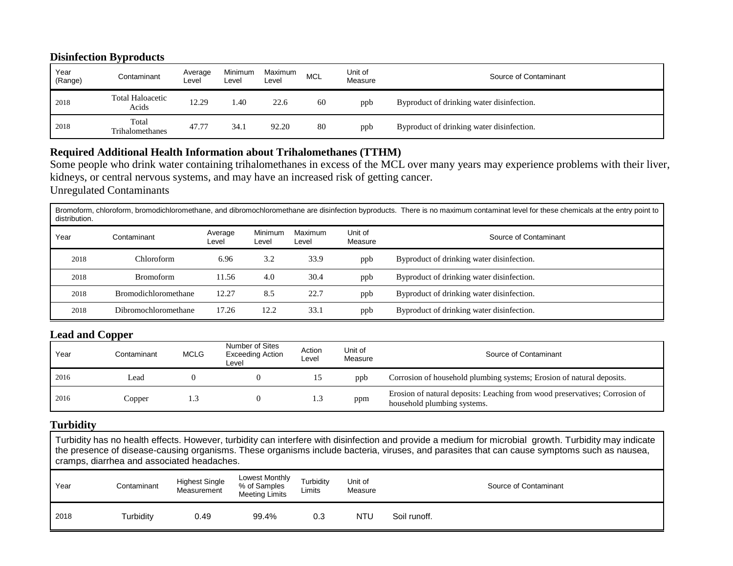## Disinfection Byproducts

| Year (Range) | Contaminant | Average Level | Minimum Level | Maximum Level | MCL | Unit of Measure | Source of Contaminant |
|---|---|---|---|---|---|---|---|
| 2018 | Total Haloacetic Acids | 12.29 | 1.40 | 22.6 | 60 | ppb | Byproduct of drinking water disinfection. |
| 2018 | Total Trihalomethanes | 47.77 | 34.1 | 92.20 | 80 | ppb | Byproduct of drinking water disinfection. |

## Required Additional Health Information about Trihalomethanes (TTHM)

Some people who drink water containing trihalomethanes in excess of the MCL over many years may experience problems with their liver, kidneys, or central nervous systems, and may have an increased risk of getting cancer.

Unregulated Contaminants

Bromoform, chloroform, bromodichloromethane, and dibromochloromethane are disinfection byproducts. There is no maximum contaminat level for these chemicals at the entry point to distribution.

| Year | Contaminant | Average Level | Minimum Level | Maximum Level | Unit of Measure | Source of Contaminant |
|---|---|---|---|---|---|---|
| 2018 | Chloroform | 6.96 | 3.2 | 33.9 | ppb | Byproduct of drinking water disinfection. |
| 2018 | Bromoform | 11.56 | 4.0 | 30.4 | ppb | Byproduct of drinking water disinfection. |
| 2018 | Bromodichloromethane | 12.27 | 8.5 | 22.7 | ppb | Byproduct of drinking water disinfection. |
| 2018 | Dibromochloromethane | 17.26 | 12.2 | 33.1 | ppb | Byproduct of drinking water disinfection. |

## Lead and Copper

| Year | Contaminant | MCLG | Number of Sites Exceeding Action Level | Action Level | Unit of Measure | Source of Contaminant |
|---|---|---|---|---|---|---|
| 2016 | Lead | 0 | 0 | 15 | ppb | Corrosion of household plumbing systems; Erosion of natural deposits. |
| 2016 | Copper | 1.3 | 0 | 1.3 | ppm | Erosion of natural deposits: Leaching from wood preservatives; Corrosion of household plumbing systems. |

## Turbidity

Turbidity has no health effects. However, turbidity can interfere with disinfection and provide a medium for microbial growth. Turbidity may indicate the presence of disease-causing organisms. These organisms include bacteria, viruses, and parasites that can cause symptoms such as nausea, cramps, diarrhea and associated headaches.

| Year | Contaminant | Highest Single Measurement | Lowest Monthly % of Samples Meeting Limits | Turbidity Limits | Unit of Measure | Source of Contaminant |
|---|---|---|---|---|---|---|
| 2018 | Turbidity | 0.49 | 99.4% | 0.3 | NTU | Soil runoff. |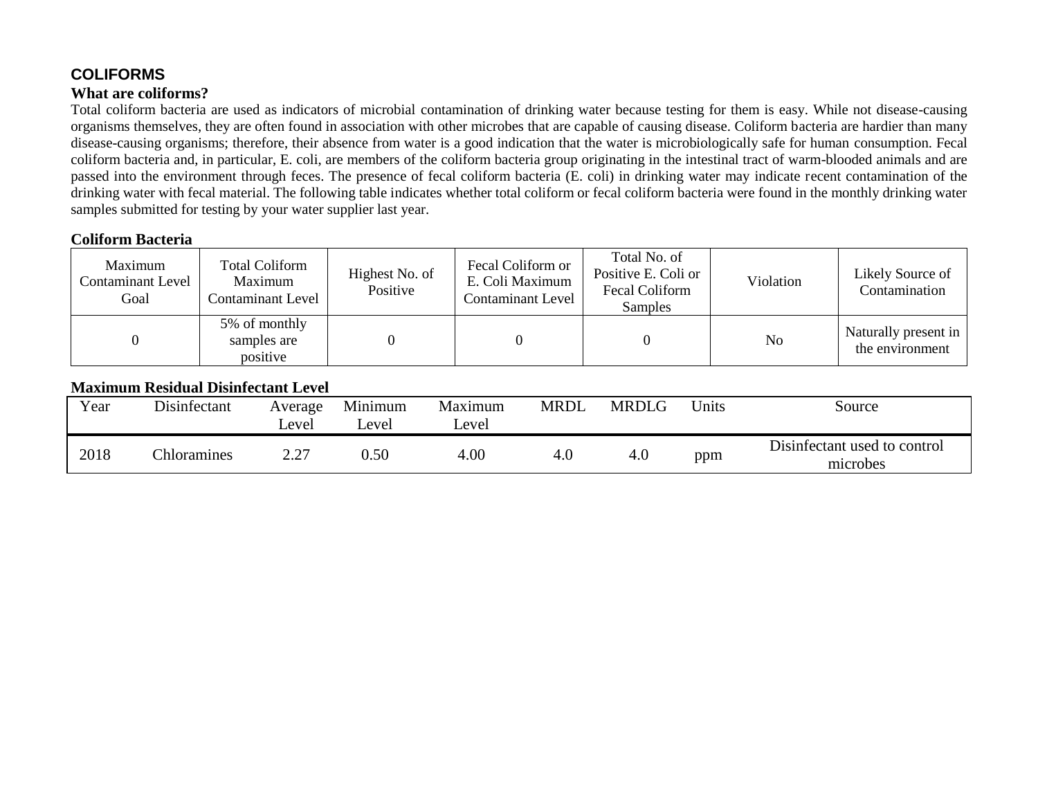## COLIFORMS

### What are coliforms?

Total coliform bacteria are used as indicators of microbial contamination of drinking water because testing for them is easy. While not disease-causing organisms themselves, they are often found in association with other microbes that are capable of causing disease. Coliform bacteria are hardier than many disease-causing organisms; therefore, their absence from water is a good indication that the water is microbiologically safe for human consumption. Fecal coliform bacteria and, in particular, E. coli, are members of the coliform bacteria group originating in the intestinal tract of warm-blooded animals and are passed into the environment through feces. The presence of fecal coliform bacteria (E. coli) in drinking water may indicate recent contamination of the drinking water with fecal material. The following table indicates whether total coliform or fecal coliform bacteria were found in the monthly drinking water samples submitted for testing by your water supplier last year.

**Coliform Bacteria**

| Maximum Contaminant Level Goal | Total Coliform Maximum Contaminant Level | Highest No. of Positive | Fecal Coliform or E. Coli Maximum Contaminant Level | Total No. of Positive E. Coli or Fecal Coliform Samples | Violation | Likely Source of Contamination |
|---|---|---|---|---|---|---|
| 0 | 5% of monthly samples are positive | 0 | 0 | 0 | No | Naturally present in the environment |

**Maximum Residual Disinfectant Level**

| Year | Disinfectant | Average Level | Minimum Level | Maximum Level | MRDL | MRDLG | Units | Source |
|---|---|---|---|---|---|---|---|---|
| 2018 | Chloramines | 2.27 | 0.50 | 4.00 | 4.0 | 4.0 | ppm | Disinfectant used to control microbes |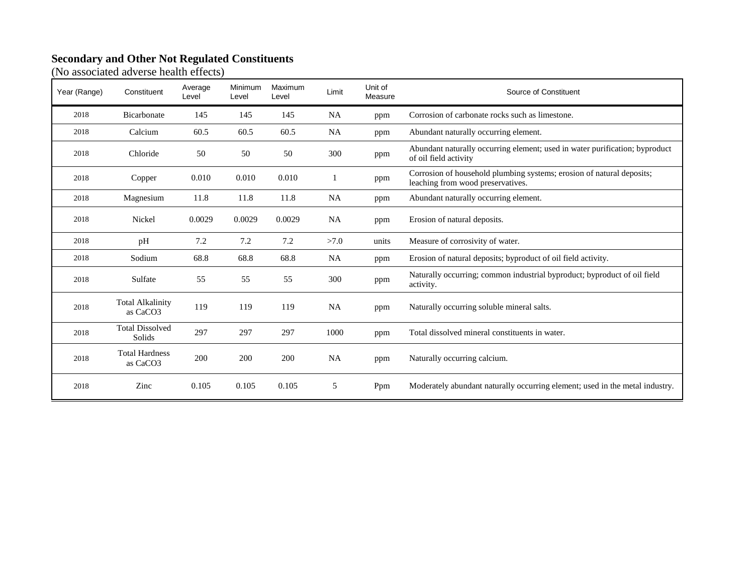**Secondary and Other Not Regulated Constituents**
(No associated adverse health effects)

| Year (Range) | Constituent | Average Level | Minimum Level | Maximum Level | Limit | Unit of Measure | Source of Constituent |
|---|---|---|---|---|---|---|---|
| 2018 | Bicarbonate | 145 | 145 | 145 | NA | ppm | Corrosion of carbonate rocks such as limestone. |
| 2018 | Calcium | 60.5 | 60.5 | 60.5 | NA | ppm | Abundant naturally occurring element. |
| 2018 | Chloride | 50 | 50 | 50 | 300 | ppm | Abundant naturally occurring element; used in water purification; byproduct of oil field activity |
| 2018 | Copper | 0.010 | 0.010 | 0.010 | 1 | ppm | Corrosion of household plumbing systems; erosion of natural deposits; leaching from wood preservatives. |
| 2018 | Magnesium | 11.8 | 11.8 | 11.8 | NA | ppm | Abundant naturally occurring element. |
| 2018 | Nickel | 0.0029 | 0.0029 | 0.0029 | NA | ppm | Erosion of natural deposits. |
| 2018 | pH | 7.2 | 7.2 | 7.2 | >7.0 | units | Measure of corrosivity of water. |
| 2018 | Sodium | 68.8 | 68.8 | 68.8 | NA | ppm | Erosion of natural deposits; byproduct of oil field activity. |
| 2018 | Sulfate | 55 | 55 | 55 | 300 | ppm | Naturally occurring; common industrial byproduct; byproduct of oil field activity. |
| 2018 | Total Alkalinity as $CaCO_3$ | 119 | 119 | 119 | NA | ppm | Naturally occurring soluble mineral salts. |
| 2018 | Total Dissolved Solids | 297 | 297 | 297 | 1000 | ppm | Total dissolved mineral constituents in water. |
| 2018 | Total Hardness as $CaCO_3$ | 200 | 200 | 200 | NA | ppm | Naturally occurring calcium. |
| 2018 | Zinc | 0.105 | 0.105 | 0.105 | 5 | Ppm | Moderately abundant naturally occurring element; used in the metal industry. |